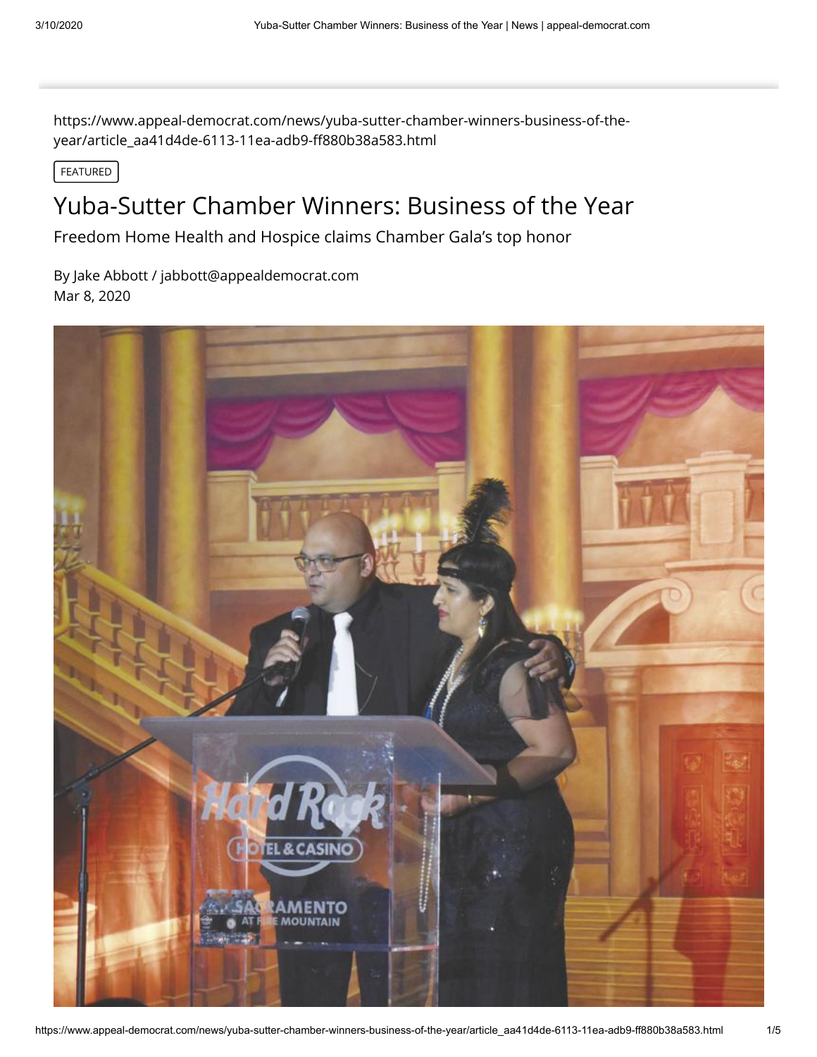https://www.appeal-democrat.com/news/yuba-sutter-chamber-winners-business-of-the-year/article_aa41d4de-6113-11ea-adb9-ff880b38a583.html

FEATURED

# Yuba-Sutter Chamber Winners: Business of the Year

Freedom Home Health and Hospice claims Chamber Gala's top honor

By Jake Abbott / jabbott@appealdemocrat.com
Mar 8, 2020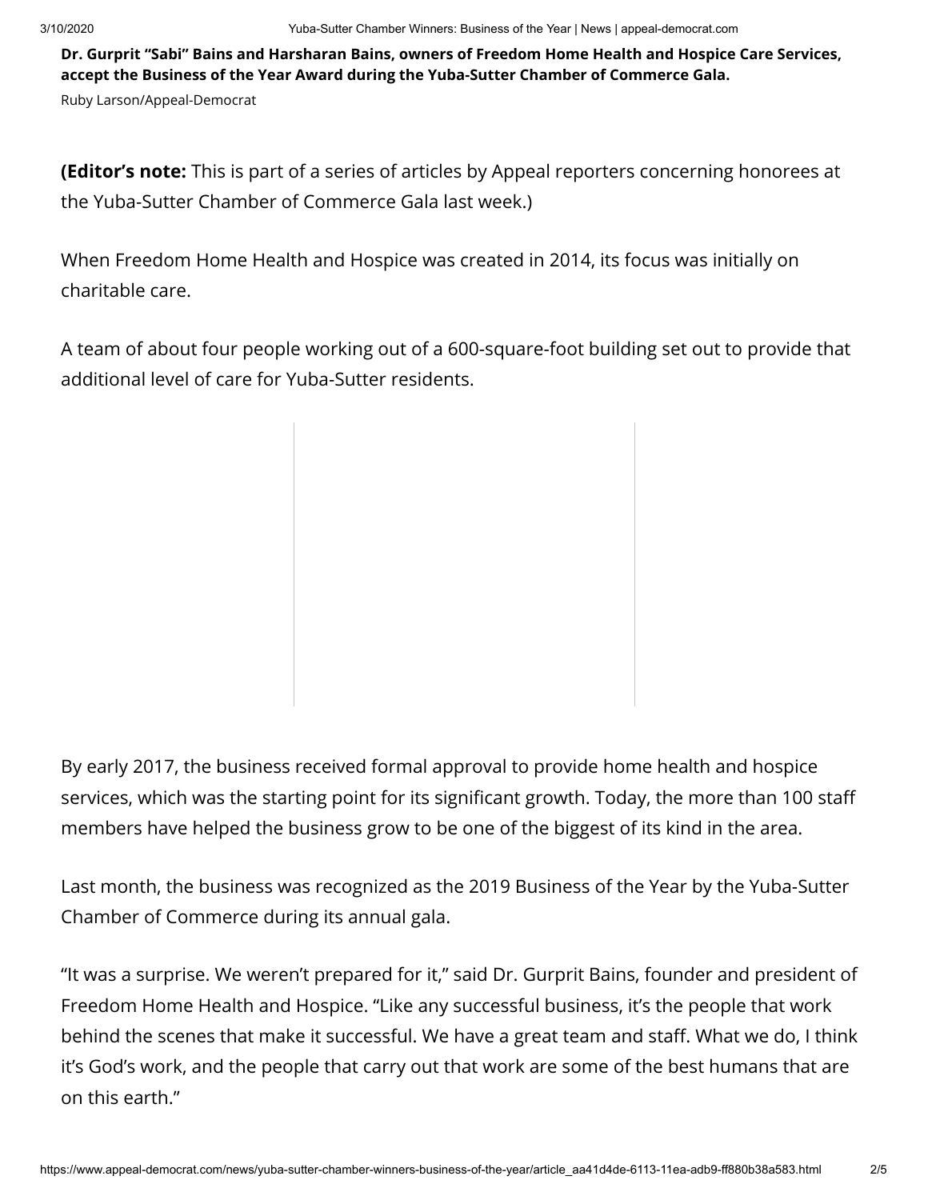**Dr. Gurprit “Sabi” Bains and Harsharan Bains, owners of Freedom Home Health and Hospice Care Services, accept the Business of the Year Award during the Yuba-Sutter Chamber of Commerce Gala.**

Ruby Larson/Appeal-Democrat

**(Editor’s note:** This is part of a series of articles by Appeal reporters concerning honorees at the Yuba-Sutter Chamber of Commerce Gala last week.)

When Freedom Home Health and Hospice was created in 2014, its focus was initially on charitable care.

A team of about four people working out of a 600-square-foot building set out to provide that additional level of care for Yuba-Sutter residents.

By early 2017, the business received formal approval to provide home health and hospice services, which was the starting point for its significant growth. Today, the more than 100 staff members have helped the business grow to be one of the biggest of its kind in the area.

Last month, the business was recognized as the 2019 Business of the Year by the Yuba-Sutter Chamber of Commerce during its annual gala.

“It was a surprise. We weren’t prepared for it,” said Dr. Gurprit Bains, founder and president of Freedom Home Health and Hospice. “Like any successful business, it’s the people that work behind the scenes that make it successful. We have a great team and staff. What we do, I think it’s God’s work, and the people that carry out that work are some of the best humans that are on this earth.”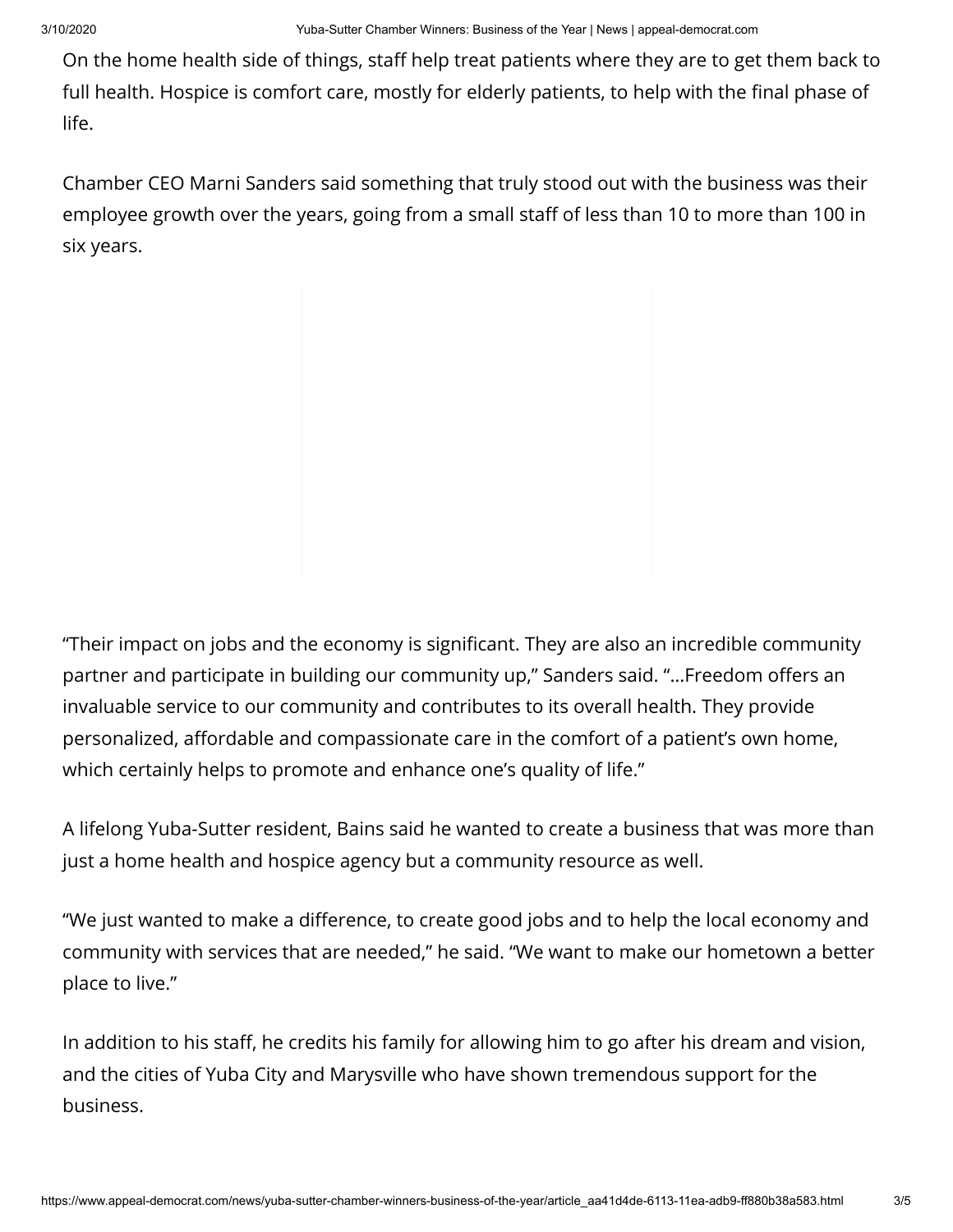On the home health side of things, staff help treat patients where they are to get them back to full health. Hospice is comfort care, mostly for elderly patients, to help with the final phase of life.

Chamber CEO Marni Sanders said something that truly stood out with the business was their employee growth over the years, going from a small staff of less than 10 to more than 100 in six years.

“Their impact on jobs and the economy is significant. They are also an incredible community partner and participate in building our community up,” Sanders said. “…Freedom offers an invaluable service to our community and contributes to its overall health. They provide personalized, affordable and compassionate care in the comfort of a patient’s own home, which certainly helps to promote and enhance one’s quality of life.”

A lifelong Yuba-Sutter resident, Bains said he wanted to create a business that was more than just a home health and hospice agency but a community resource as well.

“We just wanted to make a difference, to create good jobs and to help the local economy and community with services that are needed,” he said. “We want to make our hometown a better place to live.”

In addition to his staff, he credits his family for allowing him to go after his dream and vision, and the cities of Yuba City and Marysville who have shown tremendous support for the business.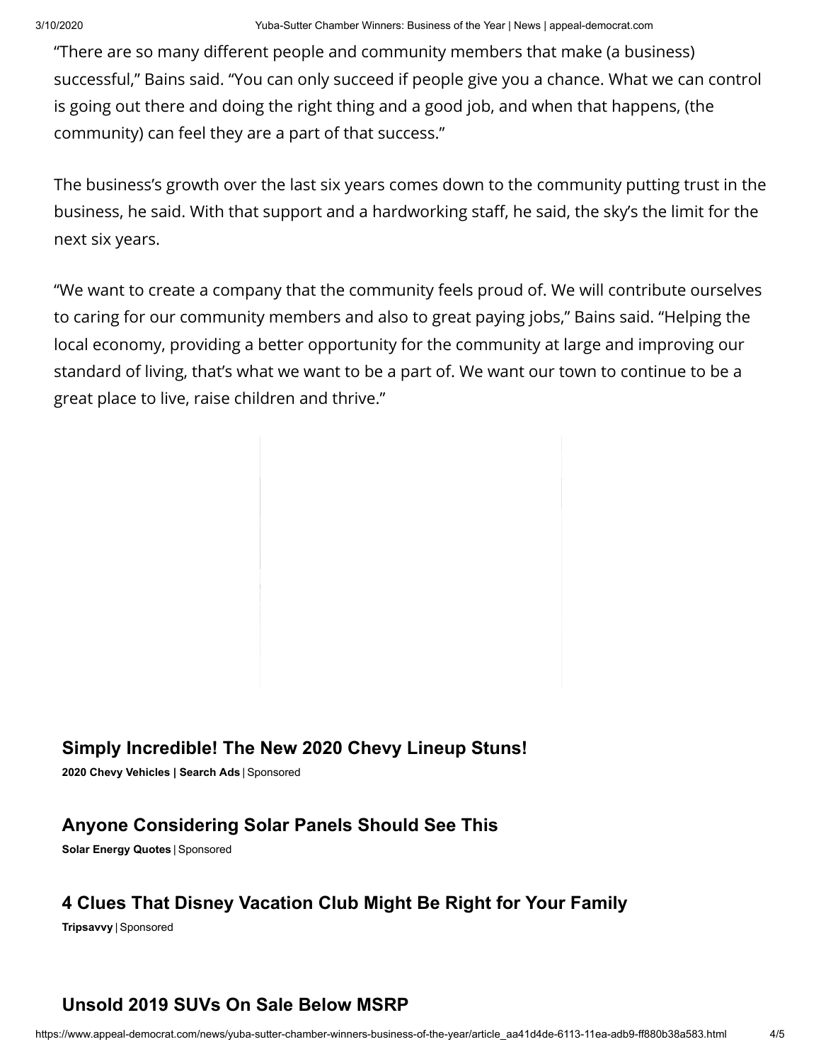"There are so many different people and community members that make (a business) successful," Bains said. "You can only succeed if people give you a chance. What we can control is going out there and doing the right thing and a good job, and when that happens, (the community) can feel they are a part of that success."

The business's growth over the last six years comes down to the community putting trust in the business, he said. With that support and a hardworking staff, he said, the sky's the limit for the next six years.

"We want to create a company that the community feels proud of. We will contribute ourselves to caring for our community members and also to great paying jobs," Bains said. "Helping the local economy, providing a better opportunity for the community at large and improving our standard of living, that's what we want to be a part of. We want our town to continue to be a great place to live, raise children and thrive."

### Simply Incredible! The New 2020 Chevy Lineup Stuns!

**2020 Chevy Vehicles | Search Ads** | Sponsored

### Anyone Considering Solar Panels Should See This

**Solar Energy Quotes** | Sponsored

### 4 Clues That Disney Vacation Club Might Be Right for Your Family

**Tripsavvy** | Sponsored

### Unsold 2019 SUVs On Sale Below MSRP